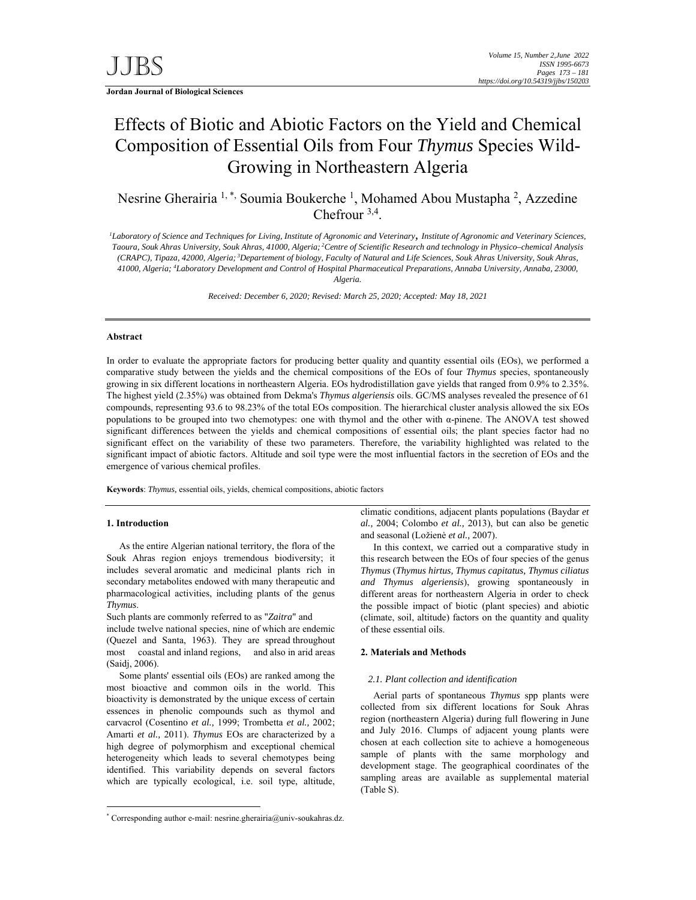# Effects of Biotic and Abiotic Factors on the Yield and Chemical Composition of Essential Oils from Four *Thymus* Species Wild-Growing in Northeastern Algeria

Nesrine Gherairia [1,*], Soumia Boukerche [1], Mohamed Abou Mustapha [2], Azzedine Chefrour [3,4].

*[1]Laboratory of Science and Techniques for Living, Institute of Agronomic and Veterinary, Institute of Agronomic and Veterinary Sciences, Taoura, Souk Ahras University, Souk Ahras, 41000, Algeria; [2]Centre of Scientific Research and technology in Physico–chemical Analysis (CRAPC), Tipaza, 42000, Algeria; [3]Departement of biology, Faculty of Natural and Life Sciences, Souk Ahras University, Souk Ahras, 41000, Algeria; [4]Laboratory Development and Control of Hospital Pharmaceutical Preparations, Annaba University, Annaba, 23000, Algeria.*

*Received: December 6, 2020; Revised: March 25, 2020; Accepted: May 18, 2021*

## Abstract

In order to evaluate the appropriate factors for producing better quality and quantity essential oils (EOs), we performed a comparative study between the yields and the chemical compositions of the EOs of four *Thymus* species, spontaneously growing in six different locations in northeastern Algeria. EOs hydrodistillation gave yields that ranged from 0.9% to 2.35%. The highest yield (2.35%) was obtained from Dekma's *Thymus algeriensis* oils. GC/MS analyses revealed the presence of 61 compounds, representing 93.6 to 98.23% of the total EOs composition. The hierarchical cluster analysis allowed the six EOs populations to be grouped into two chemotypes: one with thymol and the other with α-pinene. The ANOVA test showed significant differences between the yields and chemical compositions of essential oils; the plant species factor had no significant effect on the variability of these two parameters. Therefore, the variability highlighted was related to the significant impact of abiotic factors. Altitude and soil type were the most influential factors in the secretion of EOs and the emergence of various chemical profiles.

**Keywords**: *Thymus*, essential oils, yields, chemical compositions, abiotic factors

## 1. Introduction

As the entire Algerian national territory, the flora of the Souk Ahras region enjoys tremendous biodiversity; it includes several aromatic and medicinal plants rich in secondary metabolites endowed with many therapeutic and pharmacological activities, including plants of the genus *Thymus*.

Such plants are commonly referred to as "*Zaitra*" and include twelve national species, nine of which are endemic (Quezel and Santa, 1963). They are spread throughout most coastal and inland regions, and also in arid areas (Saidj, 2006).

Some plants' essential oils (EOs) are ranked among the most bioactive and common oils in the world. This bioactivity is demonstrated by the unique excess of certain essences in phenolic compounds such as thymol and carvacrol (Cosentino *et al.,* 1999; Trombetta *et al.,* 2002; Amarti *et al.,* 2011). *Thymus* EOs are characterized by a high degree of polymorphism and exceptional chemical heterogeneity which leads to several chemotypes being identified. This variability depends on several factors which are typically ecological, i.e. soil type, altitude, climatic conditions, adjacent plants populations (Baydar *et al.,* 2004; Colombo *et al.,* 2013), but can also be genetic and seasonal (Ložienė *et al.,* 2007).

In this context, we carried out a comparative study in this research between the EOs of four species of the genus *Thymus* (*Thymus hirtus, Thymus capitatus, Thymus ciliatus and Thymus algeriensis*), growing spontaneously in different areas for northeastern Algeria in order to check the possible impact of biotic (plant species) and abiotic (climate, soil, altitude) factors on the quantity and quality of these essential oils.

## 2. Materials and Methods

### *2.1. Plant collection and identification*

Aerial parts of spontaneous *Thymus* spp plants were collected from six different locations for Souk Ahras region (northeastern Algeria) during full flowering in June and July 2016. Clumps of adjacent young plants were chosen at each collection site to achieve a homogeneous sample of plants with the same morphology and development stage. The geographical coordinates of the sampling areas are available as supplemental material (Table S).

---

[*] Corresponding author e-mail: nesrine.gherairia@univ-soukahras.dz.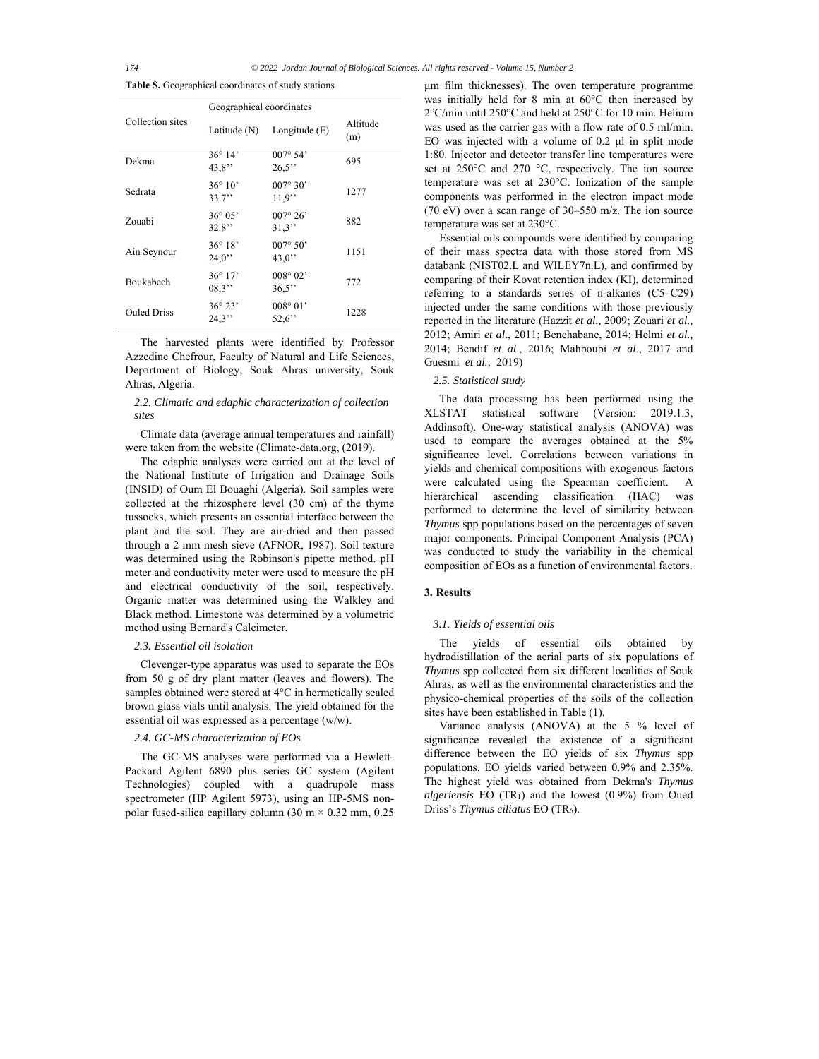**Table S.** Geographical coordinates of study stations

| Collection sites | Geographical coordinates | | |
|---|---|---|---|
| | Latitude (N) | Longitude (E) | Altitude (m) |
| Dekma | 36° 14' 43,8'' | 007° 54' 26,5'' | 695 |
| Sedrata | 36° 10' 33.7'' | 007° 30' 11,9'' | 1277 |
| Zouabi | 36° 05' 32.8'' | 007° 26' 31,3'' | 882 |
| Ain Seynour | 36° 18' 24,0'' | 007° 50' 43,0'' | 1151 |
| Boukabech | 36° 17' 08,3'' | 008° 02' 36,5'' | 772 |
| Ouled Driss | 36° 23' 24,3'' | 008° 01' 52,6'' | 1228 |

The harvested plants were identified by Professor Azzedine Chefrour, Faculty of Natural and Life Sciences, Department of Biology, Souk Ahras university, Souk Ahras, Algeria.

### 2.2. Climatic and edaphic characterization of collection sites

Climate data (average annual temperatures and rainfall) were taken from the website (Climate-data.org, (2019).

The edaphic analyses were carried out at the level of the National Institute of Irrigation and Drainage Soils (INSID) of Oum El Bouaghi (Algeria). Soil samples were collected at the rhizosphere level (30 cm) of the thyme tussocks, which presents an essential interface between the plant and the soil. They are air-dried and then passed through a 2 mm mesh sieve (AFNOR, 1987). Soil texture was determined using the Robinson's pipette method. pH meter and conductivity meter were used to measure the pH and electrical conductivity of the soil, respectively. Organic matter was determined using the Walkley and Black method. Limestone was determined by a volumetric method using Bernard's Calcimeter.

### 2.3. Essential oil isolation

Clevenger-type apparatus was used to separate the EOs from 50 g of dry plant matter (leaves and flowers). The samples obtained were stored at 4°C in hermetically sealed brown glass vials until analysis. The yield obtained for the essential oil was expressed as a percentage (w/w).

### 2.4. GC-MS characterization of EOs

The GC-MS analyses were performed via a Hewlett-Packard Agilent 6890 plus series GC system (Agilent Technologies) coupled with a quadrupole mass spectrometer (HP Agilent 5973), using an HP-5MS non-polar fused-silica capillary column (30 m × 0.32 mm, 0.25 µm film thicknesses). The oven temperature programme was initially held for 8 min at 60°C then increased by 2°C/min until 250°C and held at 250°C for 10 min. Helium was used as the carrier gas with a flow rate of 0.5 ml/min. EO was injected with a volume of 0.2 µl in split mode 1:80. Injector and detector transfer line temperatures were set at 250°C and 270 °C, respectively. The ion source temperature was set at 230°C. Ionization of the sample components was performed in the electron impact mode (70 eV) over a scan range of 30–550 m/z. The ion source temperature was set at 230°C.

Essential oils compounds were identified by comparing of their mass spectra data with those stored from MS databank (NIST02.L and WILEY7n.L), and confirmed by comparing of their Kovat retention index (KI), determined referring to a standards series of n-alkanes (C5–C29) injected under the same conditions with those previously reported in the literature (Hazzit *et al.,* 2009; Zouari *et al.,* 2012; Amiri *et al*., 2011; Benchabane, 2014; Helmi *et al.,* 2014; Bendif *et al*., 2016; Mahboubi *et al*., 2017 and Guesmi *et al.,* 2019)

### 2.5. Statistical study

The data processing has been performed using the XLSTAT statistical software (Version: 2019.1.3, Addinsoft). One-way statistical analysis (ANOVA) was used to compare the averages obtained at the 5% significance level. Correlations between variations in yields and chemical compositions with exogenous factors were calculated using the Spearman coefficient. A hierarchical ascending classification (HAC) was performed to determine the level of similarity between *Thymus* spp populations based on the percentages of seven major components. Principal Component Analysis (PCA) was conducted to study the variability in the chemical composition of EOs as a function of environmental factors.

## 3. Results

### 3.1. Yields of essential oils

The yields of essential oils obtained by hydrodistillation of the aerial parts of six populations of *Thymus* spp collected from six different localities of Souk Ahras, as well as the environmental characteristics and the physico-chemical properties of the soils of the collection sites have been established in Table (1).

Variance analysis (ANOVA) at the 5 % level of significance revealed the existence of a significant difference between the EO yields of six *Thymus* spp populations. EO yields varied between 0.9% and 2.35%. The highest yield was obtained from Dekma's *Thymus algeriensis* EO ($TR_1$) and the lowest (0.9%) from Oued Driss's *Thymus ciliatus* EO ($TR_6$).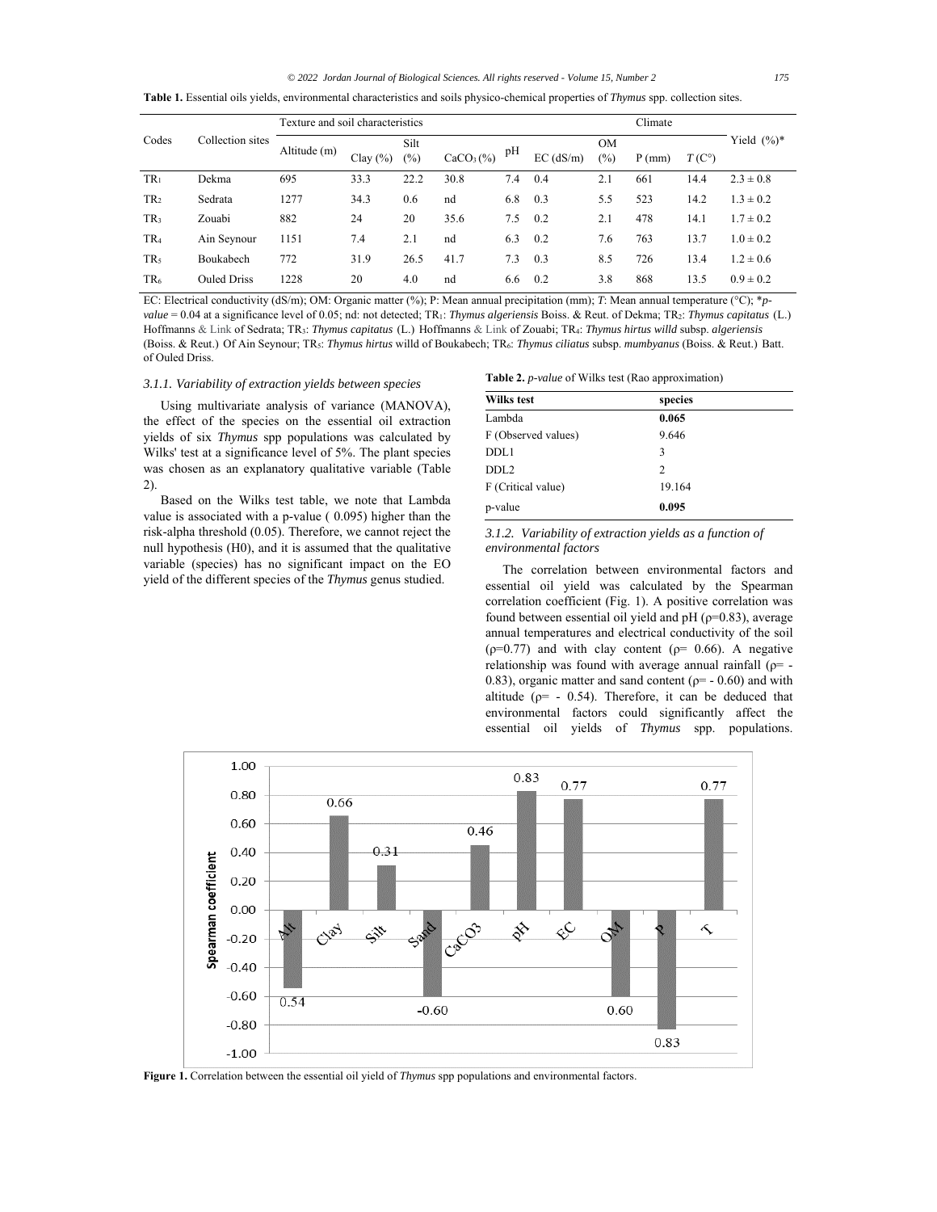**Table 1.** Essential oils yields, environmental characteristics and soils physico-chemical properties of *Thymus* spp. collection sites.

| Codes | Collection sites | Texture and soil characteristics | | | | | | | Climate | | Yield (%)* |
|---|---|---|---|---|---|---|---|---|---|---|---|
| | | Altitude (m) | Clay (%) | Silt (%) | $CaCO_3$ (%) | pH | EC (dS/m) | OM (%) | P (mm) | *T* (C°) | |
| $TR_1$ | Dekma | 695 | 33.3 | 22.2 | 30.8 | 7.4 | 0.4 | 2.1 | 661 | 14.4 | 2.3 ± 0.8 |
| $TR_2$ | Sedrata | 1277 | 34.3 | 0.6 | nd | 6.8 | 0.3 | 5.5 | 523 | 14.2 | 1.3 ± 0.2 |
| $TR_3$ | Zouabi | 882 | 24 | 20 | 35.6 | 7.5 | 0.2 | 2.1 | 478 | 14.1 | 1.7 ± 0.2 |
| $TR_4$ | Ain Seynour | 1151 | 7.4 | 2.1 | nd | 6.3 | 0.2 | 7.6 | 763 | 13.7 | 1.0 ± 0.2 |
| $TR_5$ | Boukabech | 772 | 31.9 | 26.5 | 41.7 | 7.3 | 0.3 | 8.5 | 726 | 13.4 | 1.2 ± 0.6 |
| $TR_6$ | Ouled Driss | 1228 | 20 | 4.0 | nd | 6.6 | 0.2 | 3.8 | 868 | 13.5 | 0.9 ± 0.2 |

EC: Electrical conductivity (dS/m); OM: Organic matter (%); P: Mean annual precipitation (mm); *T*: Mean annual temperature (°C); **p-value* = 0.04 at a significance level of 0.05; nd: not detected; $TR_1$: *Thymus algeriensis* Boiss. & Reut. of Dekma; $TR_2$: *Thymus capitatus* (L.) Hoffmanns & Link of Sedrata; $TR_3$: *Thymus capitatus* (L.) Hoffmanns & Link of Zouabi; $TR_4$: *Thymus hirtus willd* subsp. *algeriensis* (Boiss. & Reut.) Of Ain Seynour; $TR_5$: *Thymus hirtus* willd of Boukabech; $TR_6$: *Thymus ciliatus* subsp. *mumbyanus* (Boiss. & Reut.) Batt. of Ouled Driss.

### 3.1.1. Variability of extraction yields between species

Using multivariate analysis of variance (MANOVA), the effect of the species on the essential oil extraction yields of six *Thymus* spp populations was calculated by Wilks' test at a significance level of 5%. The plant species was chosen as an explanatory qualitative variable (Table 2).

Based on the Wilks test table, we note that Lambda value is associated with a p-value ( 0.095) higher than the risk-alpha threshold (0.05). Therefore, we cannot reject the null hypothesis (H0), and it is assumed that the qualitative variable (species) has no significant impact on the EO yield of the different species of the *Thymus* genus studied.

**Table 2.** *p-value* of Wilks test (Rao approximation)

| Wilks test | species |
|---|---|
| Lambda | **0.065** |
| F (Observed values) | 9.646 |
| DDL1 | 3 |
| DDL2 | 2 |
| F (Critical value) | 19.164 |
| p-value | **0.095** |

### 3.1.2. Variability of extraction yields as a function of environmental factors

The correlation between environmental factors and essential oil yield was calculated by the Spearman correlation coefficient (Fig. 1). A positive correlation was found between essential oil yield and pH (ρ=0.83), average annual temperatures and electrical conductivity of the soil (ρ=0.77) and with clay content (ρ= 0.66). A negative relationship was found with average annual rainfall (ρ= -0.83), organic matter and sand content (ρ= - 0.60) and with altitude (ρ= - 0.54). Therefore, it can be deduced that environmental factors could significantly affect the essential oil yields of *Thymus* spp. populations.

**Figure 1.** Correlation between the essential oil yield of *Thymus* spp populations and environmental factors.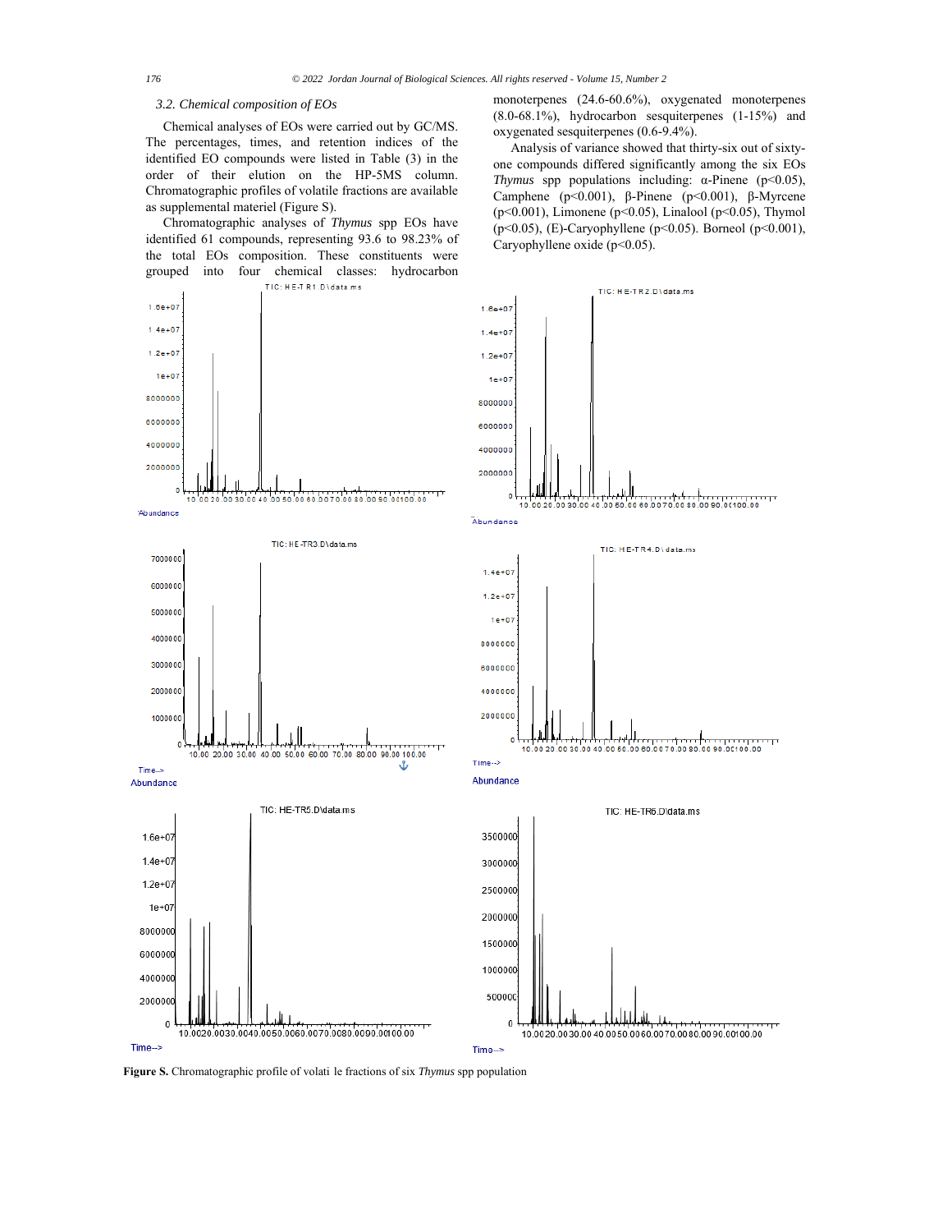### 3.2. Chemical composition of EOs

Chemical analyses of EOs were carried out by GC/MS. The percentages, times, and retention indices of the identified EO compounds were listed in Table (3) in the order of their elution on the HP-5MS column. Chromatographic profiles of volatile fractions are available as supplemental materiel (Figure S).

Chromatographic analyses of *Thymus* spp EOs have identified 61 compounds, representing 93.6 to 98.23% of the total EOs composition. These constituents were grouped into four chemical classes: hydrocarbon monoterpenes (24.6-60.6%), oxygenated monoterpenes (8.0-68.1%), hydrocarbon sesquiterpenes (1-15%) and oxygenated sesquiterpenes (0.6-9.4%).

Analysis of variance showed that thirty-six out of sixty-one compounds differed significantly among the six EOs *Thymus* spp populations including: α-Pinene ($p<0.05$), Camphene ($p<0.001$), β-Pinene ($p<0.001$), β-Myrcene ($p<0.001$), Limonene ($p<0.05$), Linalool ($p<0.05$), Thymol ($p<0.05$), (E)-Caryophyllene ($p<0.05$). Borneol ($p<0.001$), Caryophyllene oxide ($p<0.05$).

**Figure S.** Chromatographic profile of volati le fractions of six *Thymus* spp population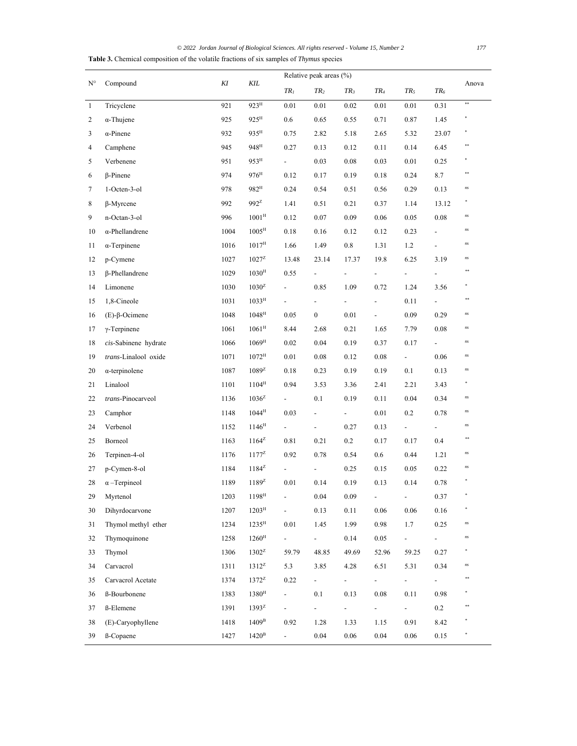**Table 3.** Chemical composition of the volatile fractions of six samples of *Thymus* species

| N° | Compound | *KI* | *KIL* | Relative peak areas (%) | | | | | | Anova |
|---|---|---|---|---|---|---|---|---|---|---|
| | | | | $TR_1$ | $TR_2$ | $TR_3$ | $TR_4$ | $TR_5$ | $TR_6$ | |
| 1 | Tricyclene | 921 | 923[H] | 0.01 | 0.01 | 0.02 | 0.01 | 0.01 | 0.31 | ** |
| 2 | α-Thujene | 925 | 925[H] | 0.6 | 0.65 | 0.55 | 0.71 | 0.87 | 1.45 | * |
| 3 | α-Pinene | 932 | 935[H] | 0.75 | 2.82 | 5.18 | 2.65 | 5.32 | 23.07 | * |
| 4 | Camphene | 945 | 948[H] | 0.27 | 0.13 | 0.12 | 0.11 | 0.14 | 6.45 | ** |
| 5 | Verbenene | 951 | 953[H] | - | 0.03 | 0.08 | 0.03 | 0.01 | 0.25 | * |
| 6 | β-Pinene | 974 | 976[H] | 0.12 | 0.17 | 0.19 | 0.18 | 0.24 | 8.7 | ** |
| 7 | 1-Octen-3-ol | 978 | 982[H] | 0.24 | 0.54 | 0.51 | 0.56 | 0.29 | 0.13 | ns |
| 8 | β-Myrcene | 992 | 992[Z] | 1.41 | 0.51 | 0.21 | 0.37 | 1.14 | 13.12 | * |
| 9 | n-Octan-3-ol | 996 | 1001[H] | 0.12 | 0.07 | 0.09 | 0.06 | 0.05 | 0.08 | ns |
| 10 | α-Phellandrene | 1004 | 1005[H] | 0.18 | 0.16 | 0.12 | 0.12 | 0.23 | - | ns |
| 11 | α-Terpinene | 1016 | 1017[H] | 1.66 | 1.49 | 0.8 | 1.31 | 1.2 | - | ns |
| 12 | p-Cymene | 1027 | 1027[Z] | 13.48 | 23.14 | 17.37 | 19.8 | 6.25 | 3.19 | ns |
| 13 | β-Phellandrene | 1029 | 1030[H] | 0.55 | - | - | - | - | - | ** |
| 14 | Limonene | 1030 | 1030[Z] | - | 0.85 | 1.09 | 0.72 | 1.24 | 3.56 | * |
| 15 | 1,8-Cineole | 1031 | 1033[H] | - | - | - | - | 0.11 | - | ** |
| 16 | (E)-β-Ocimene | 1048 | 1048[H] | 0.05 | 0 | 0.01 | - | 0.09 | 0.29 | ns |
| 17 | γ-Terpinene | 1061 | 1061[H] | 8.44 | 2.68 | 0.21 | 1.65 | 7.79 | 0.08 | ns |
| 18 | *cis*-Sabinene hydrate | 1066 | 1069[H] | 0.02 | 0.04 | 0.19 | 0.37 | 0.17 | - | ns |
| 19 | *trans*-Linalool oxide | 1071 | 1072[H] | 0.01 | 0.08 | 0.12 | 0.08 | - | 0.06 | ns |
| 20 | α-terpinolene | 1087 | 1089[Z] | 0.18 | 0.23 | 0.19 | 0.19 | 0.1 | 0.13 | ns |
| 21 | Linalool | 1101 | 1104[H] | 0.94 | 3.53 | 3.36 | 2.41 | 2.21 | 3.43 | * |
| 22 | *trans*-Pinocarveol | 1136 | 1036[Z] | - | 0.1 | 0.19 | 0.11 | 0.04 | 0.34 | ns |
| 23 | Camphor | 1148 | 1044[H] | 0.03 | - | - | 0.01 | 0.2 | 0.78 | ns |
| 24 | Verbenol | 1152 | 1146[H] | - | - | 0.27 | 0.13 | - | - | ns |
| 25 | Borneol | 1163 | 1164[Z] | 0.81 | 0.21 | 0.2 | 0.17 | 0.17 | 0.4 | ** |
| 26 | Terpinen-4-ol | 1176 | 1177[Z] | 0.92 | 0.78 | 0.54 | 0.6 | 0.44 | 1.21 | ns |
| 27 | p-Cymen-8-ol | 1184 | 1184[Z] | - | - | 0.25 | 0.15 | 0.05 | 0.22 | ns |
| 28 | α –Terpineol | 1189 | 1189[Z] | 0.01 | 0.14 | 0.19 | 0.13 | 0.14 | 0.78 | * |
| 29 | Myrtenol | 1203 | 1198[H] | - | 0.04 | 0.09 | - | - | 0.37 | * |
| 30 | Dihyrdocarvone | 1207 | 1203[H] | - | 0.13 | 0.11 | 0.06 | 0.06 | 0.16 | * |
| 31 | Thymol methyl ether | 1234 | 1235[H] | 0.01 | 1.45 | 1.99 | 0.98 | 1.7 | 0.25 | ns |
| 32 | Thymoquinone | 1258 | 1260[H] | - | - | 0.14 | 0.05 | - | - | ns |
| 33 | Thymol | 1306 | 1302[Z] | 59.79 | 48.85 | 49.69 | 52.96 | 59.25 | 0.27 | * |
| 34 | Carvacrol | 1311 | 1312[Z] | 5.3 | 3.85 | 4.28 | 6.51 | 5.31 | 0.34 | ns |
| 35 | Carvacrol Acetate | 1374 | 1372[Z] | 0.22 | - | - | - | - | - | ** |
| 36 | ß-Bourbonene | 1383 | 1380[H] | - | 0.1 | 0.13 | 0.08 | 0.11 | 0.98 | * |
| 37 | ß-Elemene | 1391 | 1393[Z] | - | - | - | - | - | 0.2 | ** |
| 38 | (E)-Caryophyllene | 1418 | 1409[B] | 0.92 | 1.28 | 1.33 | 1.15 | 0.91 | 8.42 | * |
| 39 | ß-Copaene | 1427 | 1420[B] | - | 0.04 | 0.06 | 0.04 | 0.06 | 0.15 | * |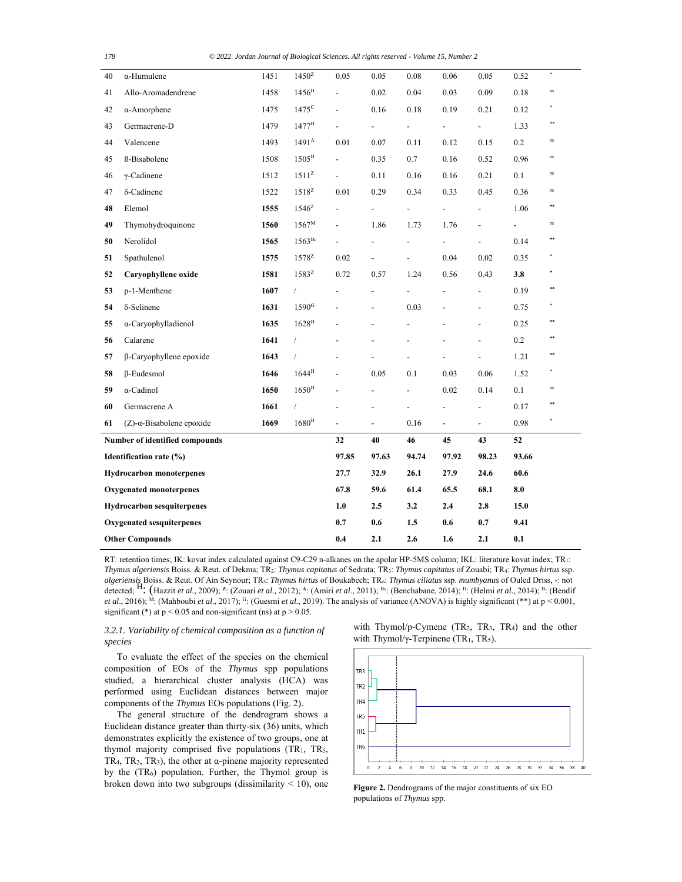| 40 | α-Humulene | 1451 | 1450[Z] | 0.05 | 0.05 | 0.08 | 0.06 | 0.05 | 0.52 | * |
|---|---|---|---|---|---|---|---|---|---|---|
| 41 | Allo-Aromadendrene | 1458 | 1456[H] | - | 0.02 | 0.04 | 0.03 | 0.09 | 0.18 | ns |
| 42 | α-Amorphene | 1475 | 1475[C] | - | 0.16 | 0.18 | 0.19 | 0.21 | 0.12 | * |
| 43 | Germacrene-D | 1479 | 1477[H] | - | - | - | - | - | 1.33 | ** |
| 44 | Valencene | 1493 | 1491[A] | 0.01 | 0.07 | 0.11 | 0.12 | 0.15 | 0.2 | ns |
| 45 | ß-Bisabolene | 1508 | 1505[H] | - | 0.35 | 0.7 | 0.16 | 0.52 | 0.96 | ns |
| 46 | γ-Cadinene | 1512 | 1511[Z] | - | 0.11 | 0.16 | 0.16 | 0.21 | 0.1 | ns |
| 47 | δ-Cadinene | 1522 | 1518[Z] | 0.01 | 0.29 | 0.34 | 0.33 | 0.45 | 0.36 | ns |
| **48** | Elemol | **1555** | 1546[Z] | - | - | - | - | - | 1.06 | ** |
| **49** | Thymohydroquinone | **1560** | 1567[M] | - | 1.86 | 1.73 | 1.76 | - | - | ns |
| **50** | Nerolidol | **1565** | 1563[Bc] | - | - | - | - | - | 0.14 | ** |
| **51** | Spathulenol | **1575** | 1578[Z] | 0.02 | - | - | 0.04 | 0.02 | 0.35 | * |
| **52** | **Caryophyllene oxide** | **1581** | 1583[Z] | 0.72 | 0.57 | 1.24 | 0.56 | 0.43 | **3.8** | * |
| **53** | p-1-Menthene | **1607** | / | - | - | - | - | - | 0.19 | ** |
| **54** | δ-Selinene | **1631** | 1590[G] | - | - | 0.03 | - | - | 0.75 | * |
| **55** | α-Caryophylladienol | **1635** | 1628[H] | - | - | - | - | - | 0.25 | ** |
| **56** | Calarene | **1641** | / | - | - | - | - | - | 0.2 | ** |
| **57** | β-Caryophyllene epoxide | **1643** | / | - | - | - | - | - | 1.21 | ** |
| **58** | β-Eudesmol | **1646** | 1644[H] | - | 0.05 | 0.1 | 0.03 | 0.06 | 1.52 | * |
| **59** | α-Cadinol | **1650** | 1650[H] | - | - | - | 0.02 | 0.14 | 0.1 | ns |
| **60** | Germacrene A | **1661** | / | - | - | - | - | - | 0.17 | ** |
| **61** | (Z)-α-Bisabolene epoxide | **1669** | 1680[H] | - | - | 0.16 | - | - | 0.98 | * |
| **Number of identified compounds** | | | | **32** | **40** | **46** | **45** | **43** | **52** | |
| **Identification rate (%)** | | | | **97.85** | **97.63** | **94.74** | **97.92** | **98.23** | **93.66** | |
| **Hydrocarbon monoterpenes** | | | | **27.7** | **32.9** | **26.1** | **27.9** | **24.6** | **60.6** | |
| **Oxygenated monoterpenes** | | | | **67.8** | **59.6** | **61.4** | **65.5** | **68.1** | **8.0** | |
| **Hydrocarbon sesquiterpenes** | | | | **1.0** | **2.5** | **3.2** | **2.4** | **2.8** | **15.0** | |
| **Oxygenated sesquiterpenes** | | | | **0.7** | **0.6** | **1.5** | **0.6** | **0.7** | **9.41** | |
| **Other Compounds** | | | | **0.4** | **2.1** | **2.6** | **1.6** | **2.1** | **0.1** | |

RT: retention times; IK: kovat index calculated against C9-C29 n-alkanes on the apolar HP-5MS column; IKL: literature kovat index; $TR_1$: *Thymus algeriensis* Boiss. & Reut. of Dekma; $TR_2$: *Thymus capitatus* of Sedrata; $TR_3$: *Thymus capitatus* of Zouabi; $TR_4$: *Thymus hirtus* ssp. *algeriensis* Boiss. & Reut. Of Ain Seynour; $TR_5$: *Thymus hirtus* of Boukabech; $TR_6$: *Thymus ciliatus* ssp. *mumbyanus* of Ouled Driss, -: not detected; H: (Hazzit *et al.*, 2009); Z: (Zouari *et al.*, 2012); A: (Amiri *et al.*, 2011); Bc: (Benchabane, 2014); H: (Helmi *et al.*, 2014); B: (Bendif *et al.*, 2016); M: (Mahboubi *et al.*, 2017); G: (Guesmi *et al.*, 2019). The analysis of variance (ANOVA) is highly significant (**) at $p < 0.001$, significant (*) at $p < 0.05$ and non-significant (ns) at $p > 0.05$.

### 3.2.1. Variability of chemical composition as a function of species

To evaluate the effect of the species on the chemical composition of EOs of the *Thymus* spp populations studied, a hierarchical cluster analysis (HCA) was performed using Euclidean distances between major components of the *Thymus* EOs populations (Fig. 2).

The general structure of the dendrogram shows a Euclidean distance greater than thirty-six (36) units, which demonstrates explicitly the existence of two groups, one at thymol majority comprised five populations ($TR_1$, $TR_5$, $TR_4$, $TR_2$, $TR_3$), the other at α-pinene majority represented by the ($TR_6$) population. Further, the Thymol group is broken down into two subgroups (dissimilarity < 10), one with Thymol/p-Cymene ($TR_2$, $TR_3$, $TR_4$) and the other with Thymol/γ-Terpinene ($TR_1$, $TR_5$).

**Figure 2.** Dendrograms of the major constituents of six EO populations of *Thymus* spp.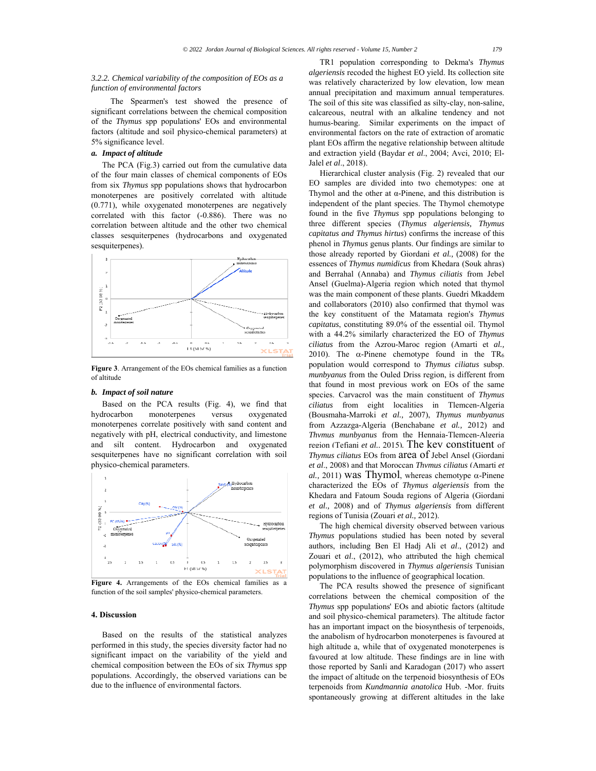### 3.2.2. Chemical variability of the composition of EOs as a function of environmental factors

The Spearmen's test showed the presence of significant correlations between the chemical composition of the *Thymus* spp populations' EOs and environmental factors (altitude and soil physico-chemical parameters) at 5% significance level.

#### a. Impact of altitude

The PCA (Fig.3) carried out from the cumulative data of the four main classes of chemical components of EOs from six *Thymus* spp populations shows that hydrocarbon monoterpenes are positively correlated with altitude (0.771), while oxygenated monoterpenes are negatively correlated with this factor (-0.886). There was no correlation between altitude and the other two chemical classes sesquiterpenes (hydrocarbons and oxygenated sesquiterpenes).

**Figure 3**. Arrangement of the EOs chemical families as a function of altitude

#### b. Impact of soil nature

Based on the PCA results (Fig. 4), we find that hydrocarbon monoterpenes versus oxygenated monoterpenes correlate positively with sand content and negatively with pH, electrical conductivity, and limestone and silt content. Hydrocarbon and oxygenated sesquiterpenes have no significant correlation with soil physico-chemical parameters.

**Figure 4.** Arrangements of the EOs chemical families as a function of the soil samples' physico-chemical parameters.

## 4. Discussion

Based on the results of the statistical analyzes performed in this study, the species diversity factor had no significant impact on the variability of the yield and chemical composition between the EOs of six *Thymus* spp populations. Accordingly, the observed variations can be due to the influence of environmental factors.

TR1 population corresponding to Dekma's *Thymus algeriensis* recoded the highest EO yield. Its collection site was relatively characterized by low elevation, low mean annual precipitation and maximum annual temperatures. The soil of this site was classified as silty-clay, non-saline, calcareous, neutral with an alkaline tendency and not humus-bearing. Similar experiments on the impact of environmental factors on the rate of extraction of aromatic plant EOs affirm the negative relationship between altitude and extraction yield (Baydar *et al*., 2004; Avci, 2010; El-Jalel *et al*., 2018).

Hierarchical cluster analysis (Fig. 2) revealed that our EO samples are divided into two chemotypes: one at Thymol and the other at α-Pinene, and this distribution is independent of the plant species. The Thymol chemotype found in the five *Thymus* spp populations belonging to three different species (*Thymus algeriensis, Thymus capitatus and Thymus hirtus*) confirms the increase of this phenol in *Thymus* genus plants. Our findings are similar to those already reported by Giordani *et al.,* (2008) for the essences of *Thymus numidicus* from Khedara (Souk ahras) and Berrahal (Annaba) and *Thymus ciliatis* from Jebel Ansel (Guelma)-Algeria region which noted that thymol was the main component of these plants. Guedri Mkaddem and collaborators (2010) also confirmed that thymol was the key constituent of the Matamata region's *Thymus capitatus*, constituting 89.0% of the essential oil. Thymol with a 44.2% similarly characterized the EO of *Thymus ciliatus* from the Azrou-Maroc region (Amarti et *al.,* 2010). The α-Pinene chemotype found in the $TR_6$ population would correspond to *Thymus ciliatus* subsp. *munbyanus* from the Ouled Driss region, is different from that found in most previous work on EOs of the same species. Carvacrol was the main constituent of *Thymus ciliatus* from eight localities in Tlemcen-Algeria (Bousmaha-Marroki *et al.,* 2007), *Thymus munbyanus* from Azzazga-Algeria (Benchabane *et al.,* 2012) and *Thymus munbyanus* from the Hennaia-Tlemcen-Algeria region (Tefiani *et al*., 2015). The key constituent of *Thymus ciliatus* EOs from area of Jebel Ansel (Giordani *et al*., 2008) and that Moroccan *Thymus ciliatus* (Amarti *et al.,* 2011) was Thymol, whereas chemotype α-Pinene characterized the EOs of *Thymus algeriensis* from the Khedara and Fatoum Souda regions of Algeria (Giordani *et al.,* 2008) and of *Thymus algeriensis* from different regions of Tunisia (Zouari *et al.,* 2012).

The high chemical diversity observed between various *Thymus* populations studied has been noted by several authors, including Ben El Hadj Ali et *al*., (2012) and Zouari et *al*., (2012), who attributed the high chemical polymorphism discovered in *Thymus algeriensis* Tunisian populations to the influence of geographical location.

The PCA results showed the presence of significant correlations between the chemical composition of the *Thymus* spp populations' EOs and abiotic factors (altitude and soil physico-chemical parameters). The altitude factor has an important impact on the biosynthesis of terpenoids, the anabolism of hydrocarbon monoterpenes is favoured at high altitude a, while that of oxygenated monoterpenes is favoured at low altitude. These findings are in line with those reported by Sanli and Karadogan (2017) who assert the impact of altitude on the terpenoid biosynthesis of EOs terpenoids from *Kundmannia anatolica* Hub. -Mor. fruits spontaneously growing at different altitudes in the lake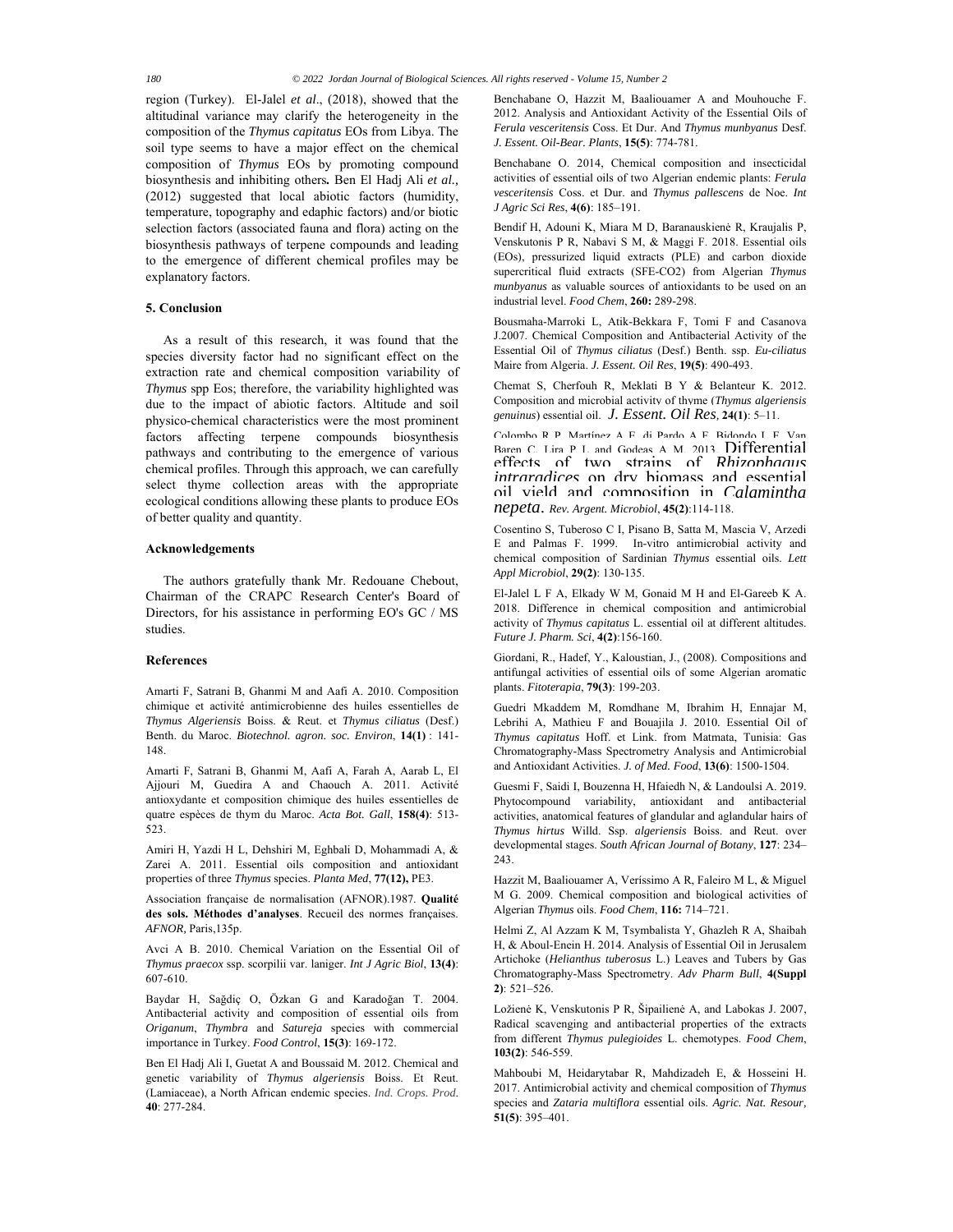region (Turkey). El-Jalel *et al*., (2018), showed that the altitudinal variance may clarify the heterogeneity in the composition of the *Thymus capitatus* EOs from Libya. The soil type seems to have a major effect on the chemical composition of *Thymus* EOs by promoting compound biosynthesis and inhibiting others**.** Ben El Hadj Ali *et al.,* (2012) suggested that local abiotic factors (humidity, temperature, topography and edaphic factors) and/or biotic selection factors (associated fauna and flora) acting on the biosynthesis pathways of terpene compounds and leading to the emergence of different chemical profiles may be explanatory factors.

## 5. Conclusion

As a result of this research, it was found that the species diversity factor had no significant effect on the extraction rate and chemical composition variability of *Thymus* spp Eos; therefore, the variability highlighted was due to the impact of abiotic factors. Altitude and soil physico-chemical characteristics were the most prominent factors affecting terpene compounds biosynthesis pathways and contributing to the emergence of various chemical profiles. Through this approach, we can carefully select thyme collection areas with the appropriate ecological conditions allowing these plants to produce EOs of better quality and quantity.

## Acknowledgements

The authors gratefully thank Mr. Redouane Chebout, Chairman of the CRAPC Research Center's Board of Directors, for his assistance in performing EO's GC / MS studies.

## References

Amarti F, Satrani B, Ghanmi M and Aafi A. 2010. Composition chimique et activité antimicrobienne des huiles essentielles de *Thymus Algeriensis* Boiss. & Reut. et *Thymus ciliatus* (Desf.) Benth. du Maroc. *Biotechnol. agron. soc. Environ*, **14(1)** : 141-148.

Amarti F, Satrani B, Ghanmi M, Aafi A, Farah A, Aarab L, El Ajjouri M, Guedira A and Chaouch A. 2011. Activité antioxydante et composition chimique des huiles essentielles de quatre espèces de thym du Maroc. *Acta Bot. Gall*, **158(4)**: 513-523.

Amiri H, Yazdi H L, Dehshiri M, Eghbali D, Mohammadi A, & Zarei A. 2011. Essential oils composition and antioxidant properties of three *Thymus* species. *Planta Med*, **77(12),** PE3.

Association française de normalisation (AFNOR).1987. **Qualité des sols. Méthodes d'analyses**. Recueil des normes françaises. *AFNOR,* Paris,135p.

Avci A B. 2010. Chemical Variation on the Essential Oil of *Thymus praecox* ssp. scorpilii var. laniger. *Int J Agric Biol*, **13(4)**: 607-610.

Baydar H, Sağdiç O, Özkan G and Karadoğan T. 2004. Antibacterial activity and composition of essential oils from *Origanum*, *Thymbra* and *Satureja* species with commercial importance in Turkey. *Food Control*, **15(3)**: 169-172.

Ben El Hadj Ali I, Guetat A and Boussaid M. 2012. Chemical and genetic variability of *Thymus algeriensis* Boiss. Et Reut. (Lamiaceae), a North African endemic species. *Ind. Crops. Prod*. **40**: 277-284.

Benchabane O, Hazzit M, Baaliouamer A and Mouhouche F. 2012. Analysis and Antioxidant Activity of the Essential Oils of *Ferula vesceritensis* Coss. Et Dur. And *Thymus munbyanus* Desf. *J. Essent. Oil-Bear. Plants*, **15(5)**: 774-781.

Benchabane O. 2014, Chemical composition and insecticidal activities of essential oils of two Algerian endemic plants: *Ferula vesceritensis* Coss. et Dur. and *Thymus pallescens* de Noe. *Int J Agric Sci Res*, **4(6)**: 185–191.

Bendif H, Adouni K, Miara M D, Baranauskienė R, Kraujalis P, Venskutonis P R, Nabavi S M, & Maggi F. 2018. Essential oils (EOs), pressurized liquid extracts (PLE) and carbon dioxide supercritical fluid extracts (SFE-CO2) from Algerian *Thymus munbyanus* as valuable sources of antioxidants to be used on an industrial level. *Food Chem*, **260:** 289-298.

Bousmaha-Marroki L, Atik-Bekkara F, Tomi F and Casanova J.2007. Chemical Composition and Antibacterial Activity of the Essential Oil of *Thymus ciliatus* (Desf.) Benth. ssp. *Eu-ciliatus* Maire from Algeria. *J. Essent. Oil Res*, **19(5)**: 490-493.

Chemat S, Cherfouh R, Meklati B Y & Belanteur K. 2012. Composition and microbial activity of thyme (*Thymus algeriensis genuinus*) essential oil. *J. Essent. Oil Res,* **24(1)**: 5–11.

Colombo R P, Martínez A E, di Pardo A F, Bidondo L F, Van Baren C, Lira P L and Godeas A M. 2013. Differential effects of two strains of *Rhizophagus intraradices* on dry biomass and essential oil yield and composition in *Calamintha nepeta*. *Rev. Argent. Microbiol*, **45(2)**:114-118.

Cosentino S, Tuberoso C I, Pisano B, Satta M, Mascia V, Arzedi E and Palmas F. 1999. In-vitro antimicrobial activity and chemical composition of Sardinian *Thymus* essential oils. *Lett Appl Microbiol*, **29(2)**: 130-135.

El-Jalel L F A, Elkady W M, Gonaid M H and El-Gareeb K A. 2018. Difference in chemical composition and antimicrobial activity of *Thymus capitatus* L. essential oil at different altitudes. *Future J. Pharm. Sci*, **4(2)**:156-160.

Giordani, R., Hadef, Y., Kaloustian, J., (2008). Compositions and antifungal activities of essential oils of some Algerian aromatic plants. *Fitoterapia*, **79(3)**: 199-203.

Guedri Mkaddem M, Romdhane M, Ibrahim H, Ennajar M, Lebrihi A, Mathieu F and Bouajila J. 2010. Essential Oil of *Thymus capitatus* Hoff. et Link. from Matmata, Tunisia: Gas Chromatography-Mass Spectrometry Analysis and Antimicrobial and Antioxidant Activities. *J. of Med. Food*, **13(6)**: 1500-1504.

Guesmi F, Saidi I, Bouzenna H, Hfaiedh N, & Landoulsi A. 2019. Phytocompound variability, antioxidant and antibacterial activities, anatomical features of glandular and aglandular hairs of *Thymus hirtus* Willd. Ssp. *algeriensis* Boiss. and Reut. over developmental stages. *South African Journal of Botany*, **127**: 234–243.

Hazzit M, Baaliouamer A, Veríssimo A R, Faleiro M L, & Miguel M G. 2009. Chemical composition and biological activities of Algerian *Thymus* oils. *Food Chem*, **116:** 714–721.

Helmi Z, Al Azzam K M, Tsymbalista Y, Ghazleh R A, Shaibah H, & Aboul-Enein H. 2014. Analysis of Essential Oil in Jerusalem Artichoke (*Helianthus tuberosus* L.) Leaves and Tubers by Gas Chromatography-Mass Spectrometry. *Adv Pharm Bull*, **4(Suppl 2)**: 521–526.

Ložienė K, Venskutonis P R, Šipailienė A, and Labokas J. 2007, Radical scavenging and antibacterial properties of the extracts from different *Thymus pulegioides* L. chemotypes. *Food Chem*, **103(2)**: 546-559.

Mahboubi M, Heidarytabar R, Mahdizadeh E, & Hosseini H. 2017. Antimicrobial activity and chemical composition of *Thymus* species and *Zataria multiflora* essential oils. *Agric. Nat. Resour,* **51(5)**: 395–401.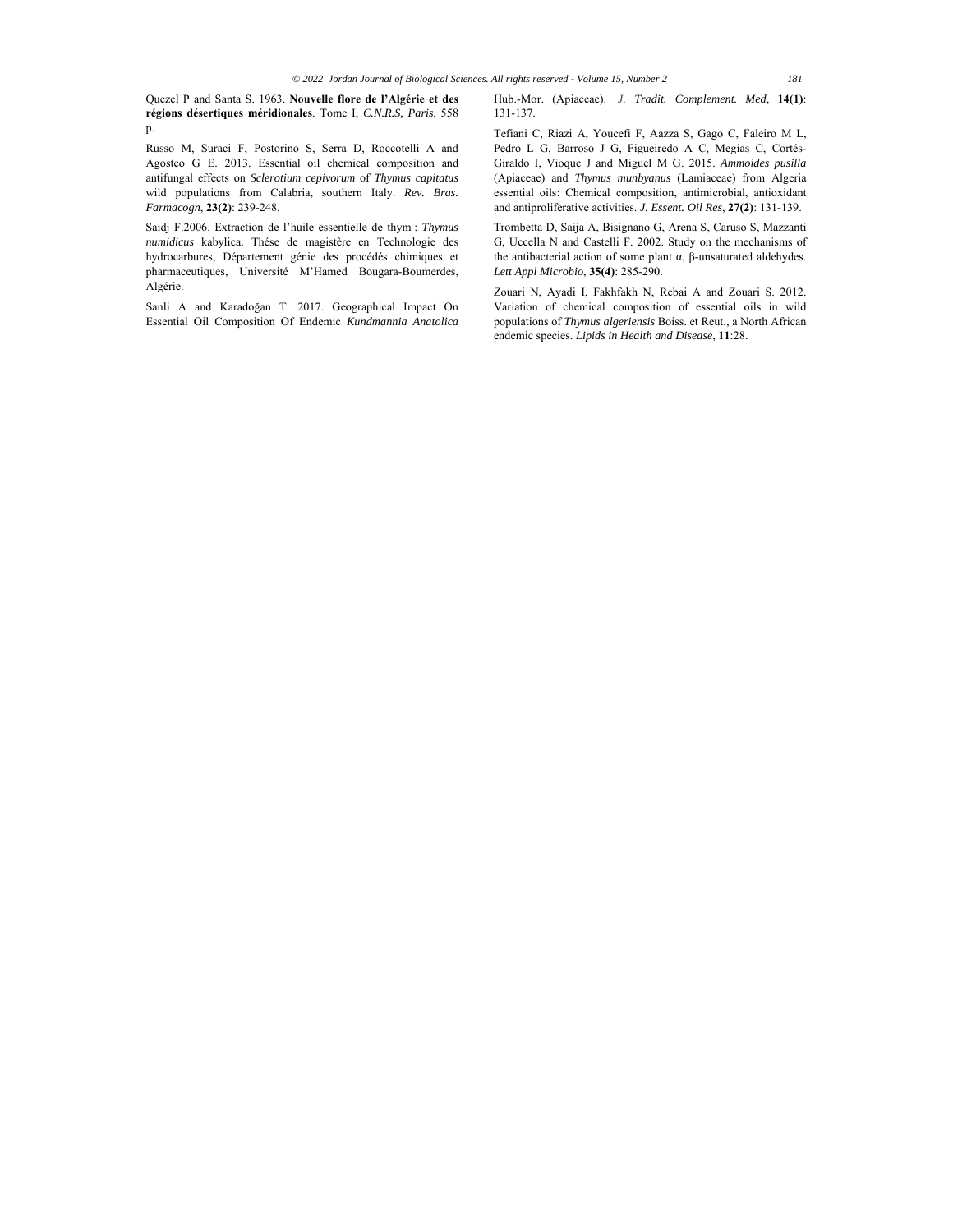Quezel P and Santa S. 1963. **Nouvelle flore de l'Algérie et des régions désertiques méridionales**. Tome I, *C.N.R.S, Paris*, 558 p.

Russo M, Suraci F, Postorino S, Serra D, Roccotelli A and Agosteo G E. 2013. Essential oil chemical composition and antifungal effects on *Sclerotium cepivorum* of *Thymus capitatus* wild populations from Calabria, southern Italy. *Rev. Bras. Farmacogn*, **23(2)**: 239-248.

Saidj F.2006. Extraction de l'huile essentielle de thym : *Thymus numidicus* kabylica. Thése de magistère en Technologie des hydrocarbures, Département génie des procédés chimiques et pharmaceutiques, Université M'Hamed Bougara-Boumerdes, Algérie.

Sanli A and Karadoğan T. 2017. Geographical Impact On Essential Oil Composition Of Endemic *Kundmannia Anatolica* Hub.-Mor. (Apiaceae). *J. Tradit. Complement. Med*, **14(1)**: 131-137.

Tefiani C, Riazi A, Youcefi F, Aazza S, Gago C, Faleiro M L, Pedro L G, Barroso J G, Figueiredo A C, Megías C, Cortés-Giraldo I, Vioque J and Miguel M G. 2015. *Ammoides pusilla* (Apiaceae) and *Thymus munbyanus* (Lamiaceae) from Algeria essential oils: Chemical composition, antimicrobial, antioxidant and antiproliferative activities. *J. Essent. Oil Res*, **27(2)**: 131-139.

Trombetta D, Saija A, Bisignano G, Arena S, Caruso S, Mazzanti G, Uccella N and Castelli F. 2002. Study on the mechanisms of the antibacterial action of some plant α, β-unsaturated aldehydes. *Lett Appl Microbio*, **35(4)**: 285-290.

Zouari N, Ayadi I, Fakhfakh N, Rebai A and Zouari S. 2012. Variation of chemical composition of essential oils in wild populations of *Thymus algeriensis* Boiss. et Reut., a North African endemic species. *Lipids in Health and Disease*, **11**:28.